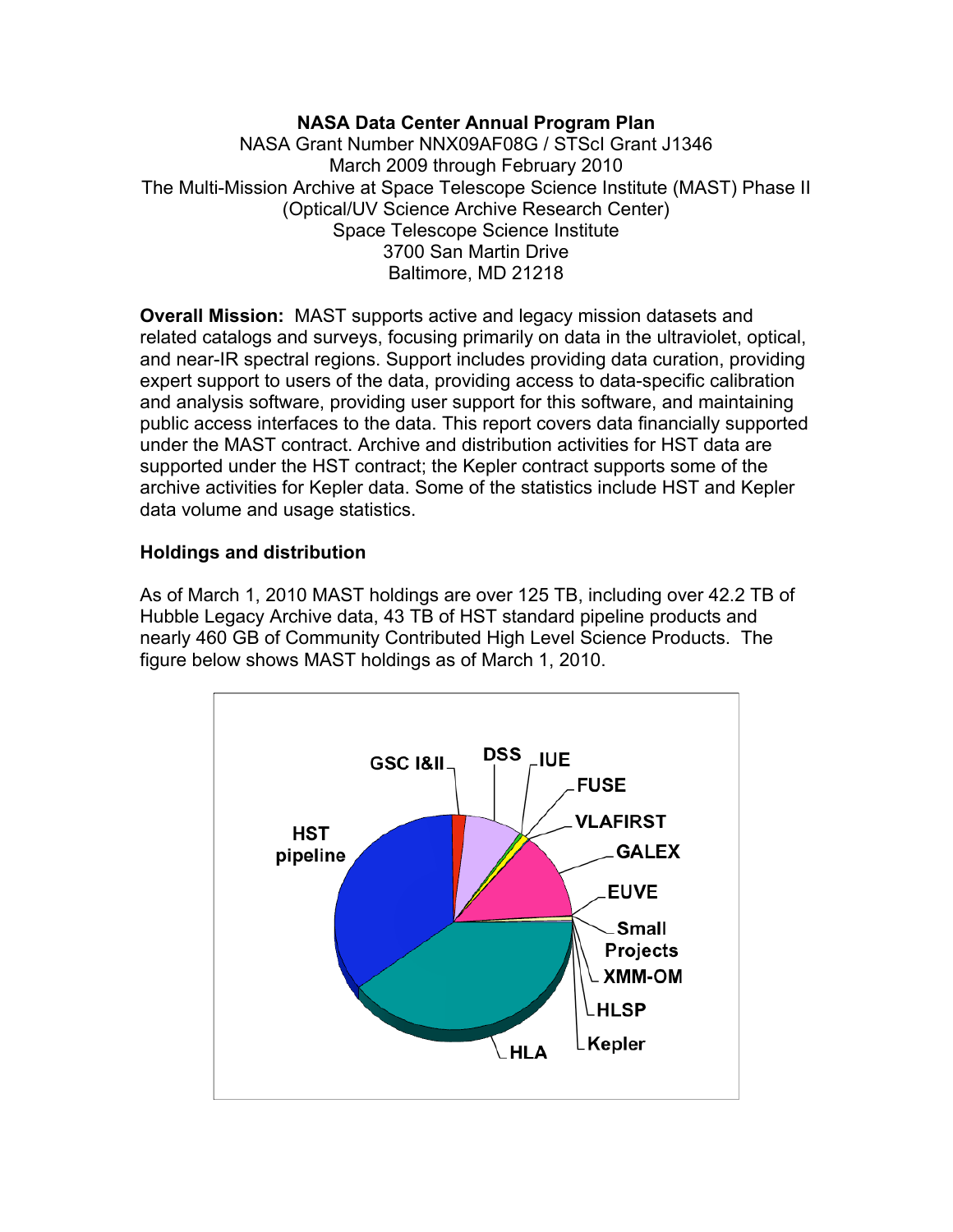**NASA Data Center Annual Program Plan**
NASA Grant Number NNX09AF08G / STScI Grant J1346
March 2009 through February 2010
The Multi-Mission Archive at Space Telescope Science Institute (MAST) Phase II
(Optical/UV Science Archive Research Center)
Space Telescope Science Institute
3700 San Martin Drive
Baltimore, MD 21218

**Overall Mission:** MAST supports active and legacy mission datasets and related catalogs and surveys, focusing primarily on data in the ultraviolet, optical, and near-IR spectral regions. Support includes providing data curation, providing expert support to users of the data, providing access to data-specific calibration and analysis software, providing user support for this software, and maintaining public access interfaces to the data. This report covers data financially supported under the MAST contract. Archive and distribution activities for HST data are supported under the HST contract; the Kepler contract supports some of the archive activities for Kepler data. Some of the statistics include HST and Kepler data volume and usage statistics.

**Holdings and distribution**

As of March 1, 2010 MAST holdings are over 125 TB, including over 42.2 TB of Hubble Legacy Archive data, 43 TB of HST standard pipeline products and nearly 460 GB of Community Contributed High Level Science Products. The figure below shows MAST holdings as of March 1, 2010.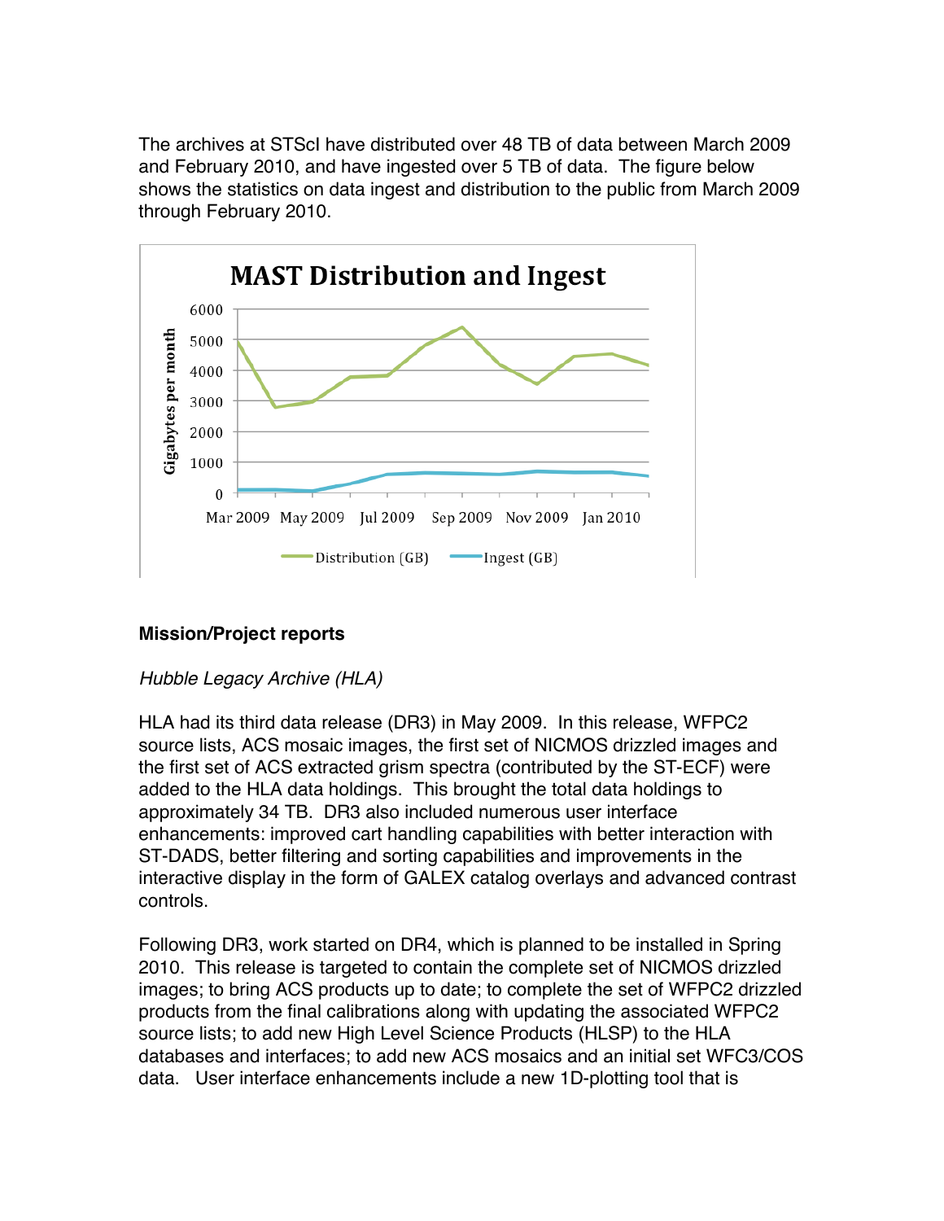The archives at STScI have distributed over 48 TB of data between March 2009 and February 2010, and have ingested over 5 TB of data. The figure below shows the statistics on data ingest and distribution to the public from March 2009 through February 2010.

**Mission/Project reports**

*Hubble Legacy Archive (HLA)*

HLA had its third data release (DR3) in May 2009. In this release, WFPC2 source lists, ACS mosaic images, the first set of NICMOS drizzled images and the first set of ACS extracted grism spectra (contributed by the ST-ECF) were added to the HLA data holdings. This brought the total data holdings to approximately 34 TB. DR3 also included numerous user interface enhancements: improved cart handling capabilities with better interaction with ST-DADS, better filtering and sorting capabilities and improvements in the interactive display in the form of GALEX catalog overlays and advanced contrast controls.

Following DR3, work started on DR4, which is planned to be installed in Spring 2010. This release is targeted to contain the complete set of NICMOS drizzled images; to bring ACS products up to date; to complete the set of WFPC2 drizzled products from the final calibrations along with updating the associated WFPC2 source lists; to add new High Level Science Products (HLSP) to the HLA databases and interfaces; to add new ACS mosaics and an initial set WFC3/COS data. User interface enhancements include a new 1D-plotting tool that is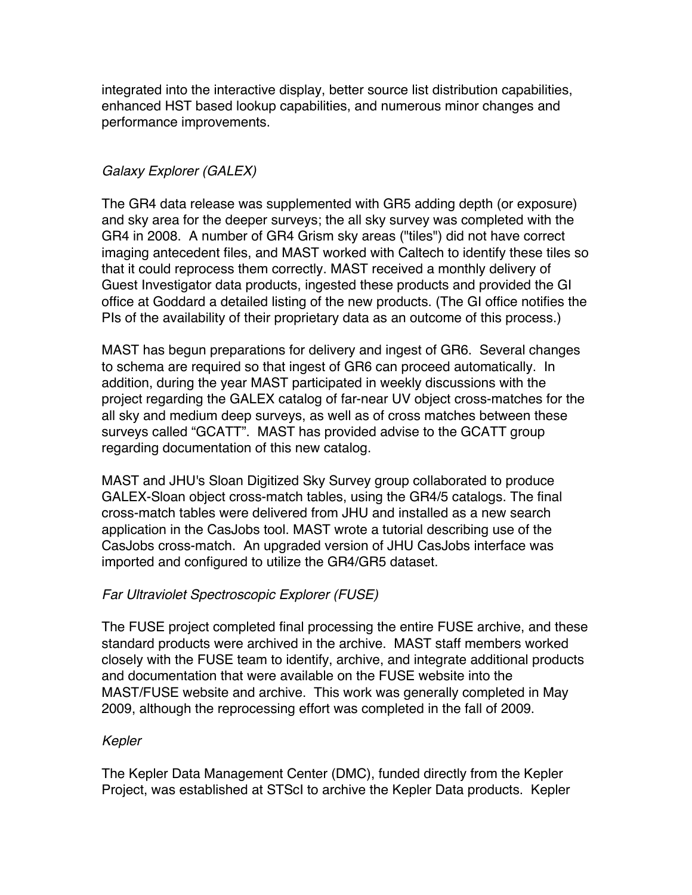integrated into the interactive display, better source list distribution capabilities, enhanced HST based lookup capabilities, and numerous minor changes and performance improvements.

*Galaxy Explorer (GALEX)*

The GR4 data release was supplemented with GR5 adding depth (or exposure) and sky area for the deeper surveys; the all sky survey was completed with the GR4 in 2008. A number of GR4 Grism sky areas ("tiles") did not have correct imaging antecedent files, and MAST worked with Caltech to identify these tiles so that it could reprocess them correctly. MAST received a monthly delivery of Guest Investigator data products, ingested these products and provided the GI office at Goddard a detailed listing of the new products. (The GI office notifies the PIs of the availability of their proprietary data as an outcome of this process.)

MAST has begun preparations for delivery and ingest of GR6. Several changes to schema are required so that ingest of GR6 can proceed automatically. In addition, during the year MAST participated in weekly discussions with the project regarding the GALEX catalog of far-near UV object cross-matches for the all sky and medium deep surveys, as well as of cross matches between these surveys called “GCATT”. MAST has provided advise to the GCATT group regarding documentation of this new catalog.

MAST and JHU's Sloan Digitized Sky Survey group collaborated to produce GALEX-Sloan object cross-match tables, using the GR4/5 catalogs. The final cross-match tables were delivered from JHU and installed as a new search application in the CasJobs tool. MAST wrote a tutorial describing use of the CasJobs cross-match. An upgraded version of JHU CasJobs interface was imported and configured to utilize the GR4/GR5 dataset.

*Far Ultraviolet Spectroscopic Explorer (FUSE)*

The FUSE project completed final processing the entire FUSE archive, and these standard products were archived in the archive. MAST staff members worked closely with the FUSE team to identify, archive, and integrate additional products and documentation that were available on the FUSE website into the MAST/FUSE website and archive. This work was generally completed in May 2009, although the reprocessing effort was completed in the fall of 2009.

*Kepler*

The Kepler Data Management Center (DMC), funded directly from the Kepler Project, was established at STScI to archive the Kepler Data products. Kepler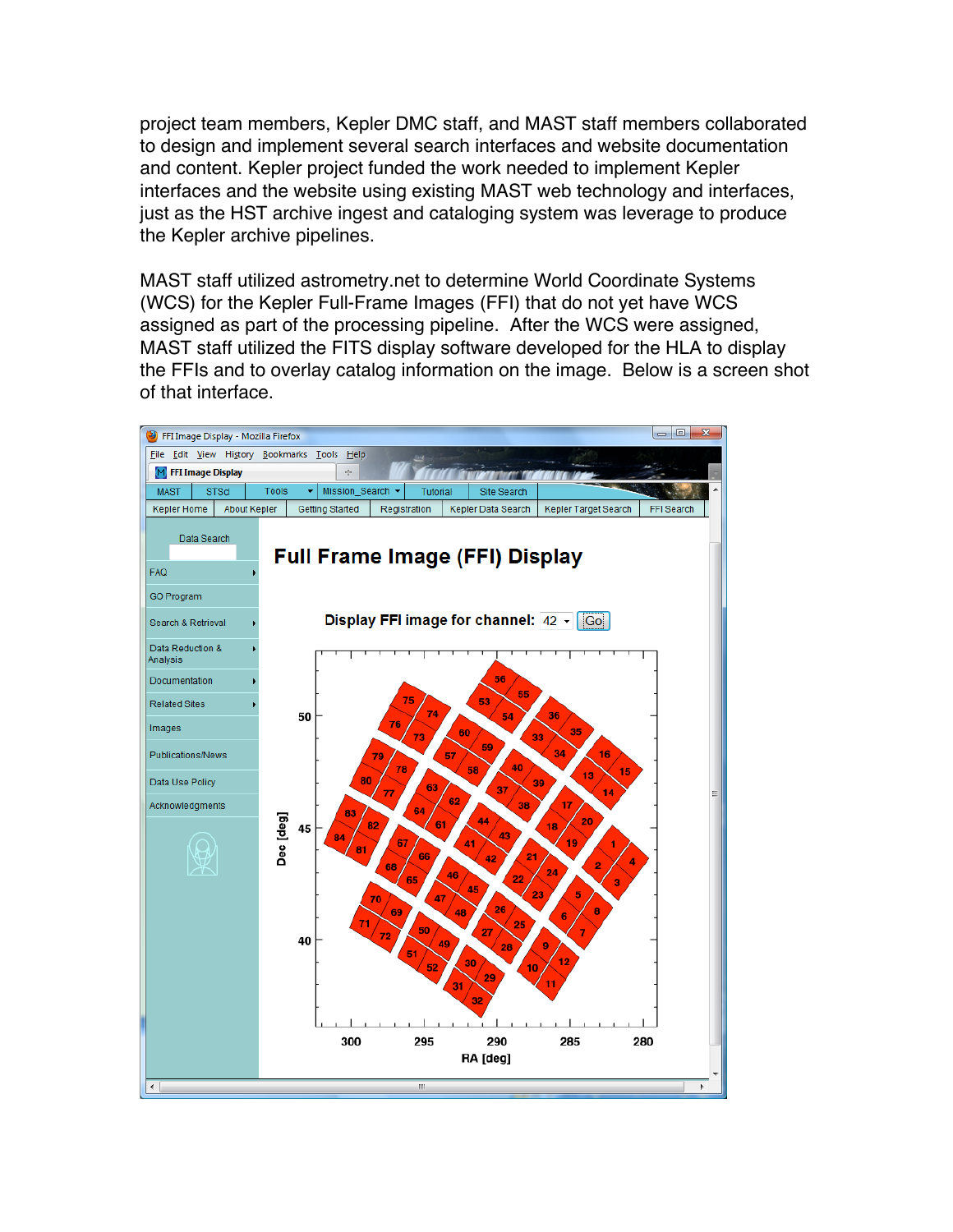project team members, Kepler DMC staff, and MAST staff members collaborated to design and implement several search interfaces and website documentation and content. Kepler project funded the work needed to implement Kepler interfaces and the website using existing MAST web technology and interfaces, just as the HST archive ingest and cataloging system was leverage to produce the Kepler archive pipelines.

MAST staff utilized astrometry.net to determine World Coordinate Systems (WCS) for the Kepler Full-Frame Images (FFI) that do not yet have WCS assigned as part of the processing pipeline. After the WCS were assigned, MAST staff utilized the FITS display software developed for the HLA to display the FFIs and to overlay catalog information on the image. Below is a screen shot of that interface.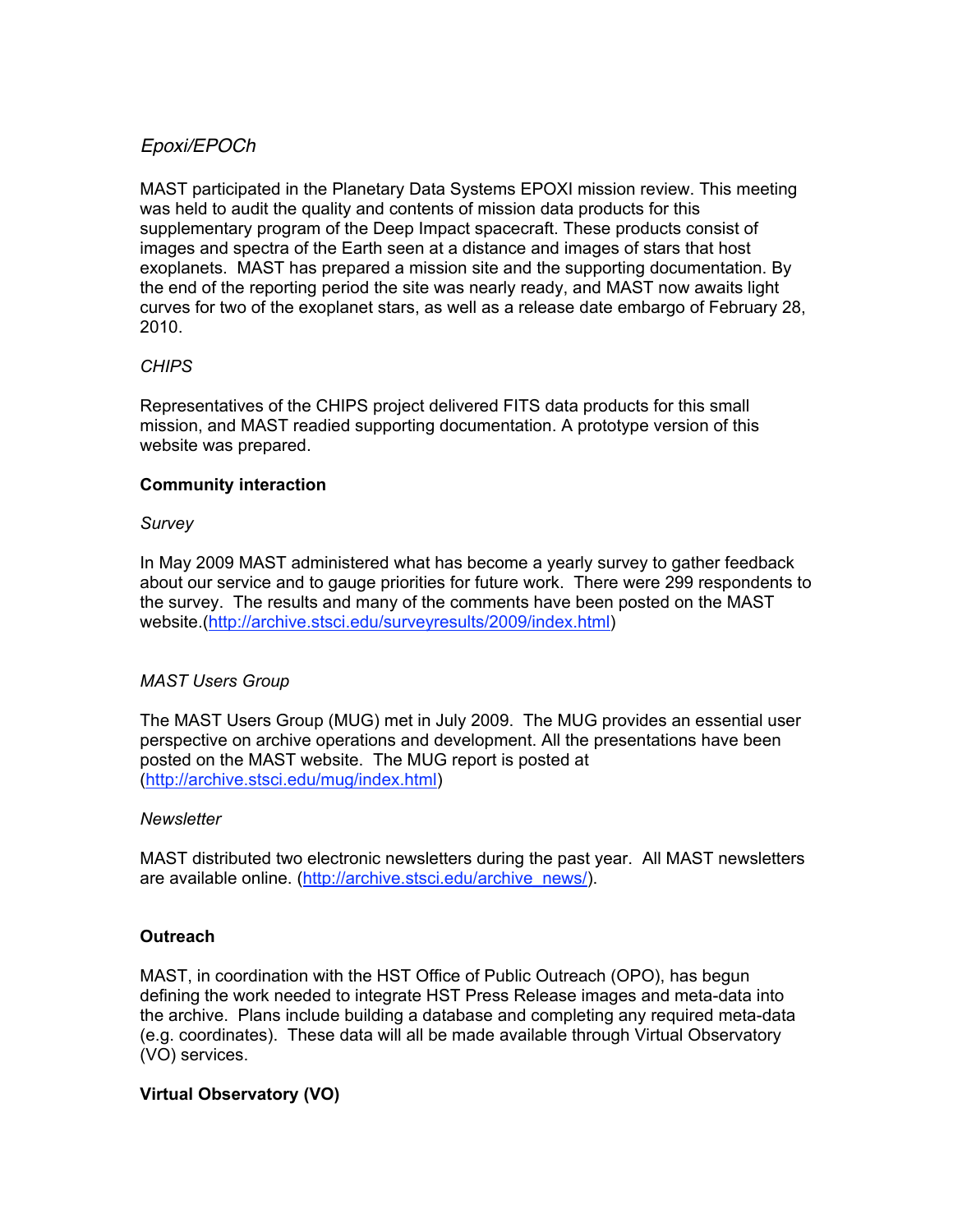*Epoxi/EPOCh*

MAST participated in the Planetary Data Systems EPOXI mission review. This meeting was held to audit the quality and contents of mission data products for this supplementary program of the Deep Impact spacecraft. These products consist of images and spectra of the Earth seen at a distance and images of stars that host exoplanets. MAST has prepared a mission site and the supporting documentation. By the end of the reporting period the site was nearly ready, and MAST now awaits light curves for two of the exoplanet stars, as well as a release date embargo of February 28, 2010.

*CHIPS*

Representatives of the CHIPS project delivered FITS data products for this small mission, and MAST readied supporting documentation. A prototype version of this website was prepared.

**Community interaction**

*Survey*

In May 2009 MAST administered what has become a yearly survey to gather feedback about our service and to gauge priorities for future work. There were 299 respondents to the survey. The results and many of the comments have been posted on the MAST website.(http://archive.stsci.edu/surveyresults/2009/index.html)

*MAST Users Group*

The MAST Users Group (MUG) met in July 2009. The MUG provides an essential user perspective on archive operations and development. All the presentations have been posted on the MAST website. The MUG report is posted at (http://archive.stsci.edu/mug/index.html)

*Newsletter*

MAST distributed two electronic newsletters during the past year. All MAST newsletters are available online. (http://archive.stsci.edu/archive_news/).

**Outreach**

MAST, in coordination with the HST Office of Public Outreach (OPO), has begun defining the work needed to integrate HST Press Release images and meta-data into the archive. Plans include building a database and completing any required meta-data (e.g. coordinates). These data will all be made available through Virtual Observatory (VO) services.

**Virtual Observatory (VO)**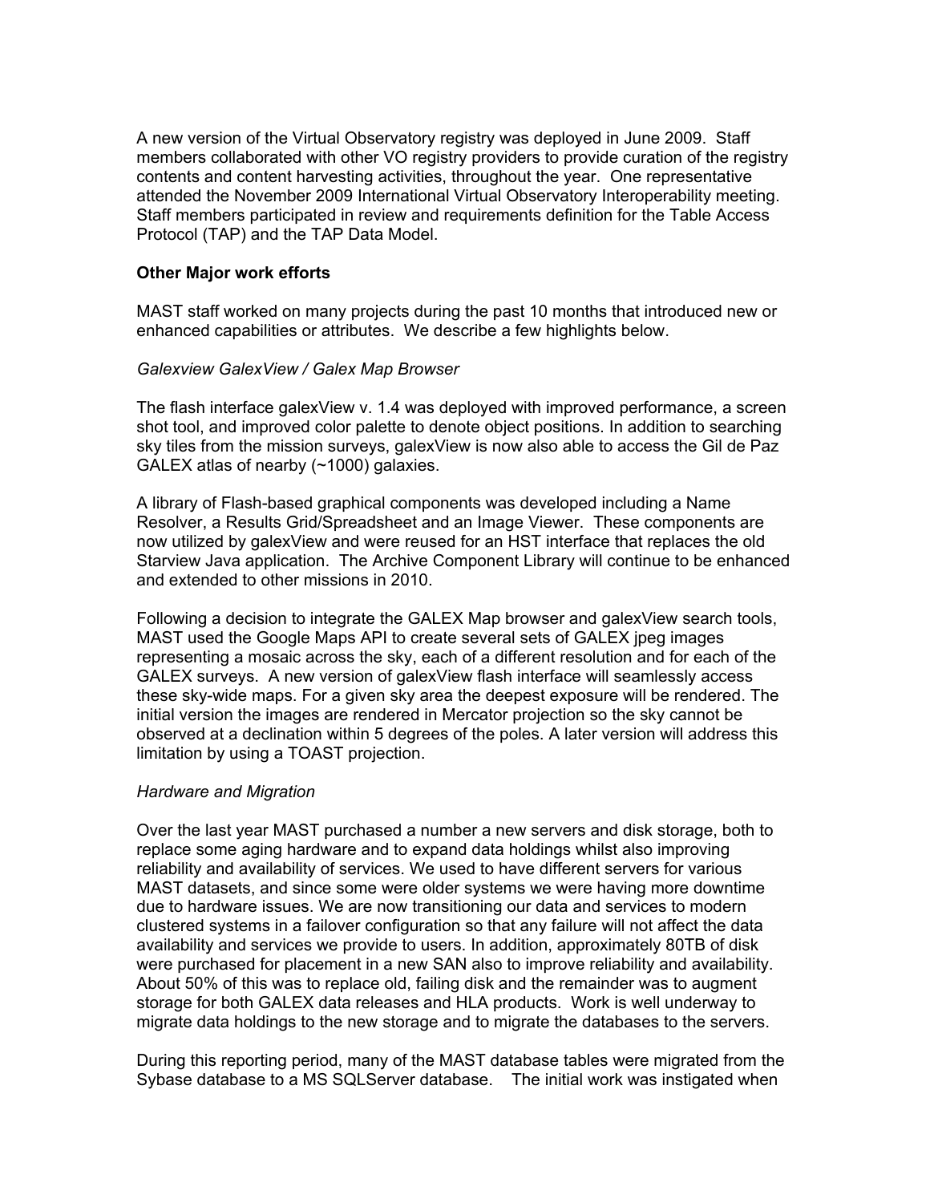A new version of the Virtual Observatory registry was deployed in June 2009. Staff members collaborated with other VO registry providers to provide curation of the registry contents and content harvesting activities, throughout the year. One representative attended the November 2009 International Virtual Observatory Interoperability meeting. Staff members participated in review and requirements definition for the Table Access Protocol (TAP) and the TAP Data Model.

**Other Major work efforts**

MAST staff worked on many projects during the past 10 months that introduced new or enhanced capabilities or attributes. We describe a few highlights below.

*Galexview GalexView / Galex Map Browser*

The flash interface galexView v. 1.4 was deployed with improved performance, a screen shot tool, and improved color palette to denote object positions. In addition to searching sky tiles from the mission surveys, galexView is now also able to access the Gil de Paz GALEX atlas of nearby (~1000) galaxies.

A library of Flash-based graphical components was developed including a Name Resolver, a Results Grid/Spreadsheet and an Image Viewer. These components are now utilized by galexView and were reused for an HST interface that replaces the old Starview Java application. The Archive Component Library will continue to be enhanced and extended to other missions in 2010.

Following a decision to integrate the GALEX Map browser and galexView search tools, MAST used the Google Maps API to create several sets of GALEX jpeg images representing a mosaic across the sky, each of a different resolution and for each of the GALEX surveys. A new version of galexView flash interface will seamlessly access these sky-wide maps. For a given sky area the deepest exposure will be rendered. The initial version the images are rendered in Mercator projection so the sky cannot be observed at a declination within 5 degrees of the poles. A later version will address this limitation by using a TOAST projection.

*Hardware and Migration*

Over the last year MAST purchased a number a new servers and disk storage, both to replace some aging hardware and to expand data holdings whilst also improving reliability and availability of services. We used to have different servers for various MAST datasets, and since some were older systems we were having more downtime due to hardware issues. We are now transitioning our data and services to modern clustered systems in a failover configuration so that any failure will not affect the data availability and services we provide to users. In addition, approximately 80TB of disk were purchased for placement in a new SAN also to improve reliability and availability. About 50% of this was to replace old, failing disk and the remainder was to augment storage for both GALEX data releases and HLA products. Work is well underway to migrate data holdings to the new storage and to migrate the databases to the servers.

During this reporting period, many of the MAST database tables were migrated from the Sybase database to a MS SQLServer database. The initial work was instigated when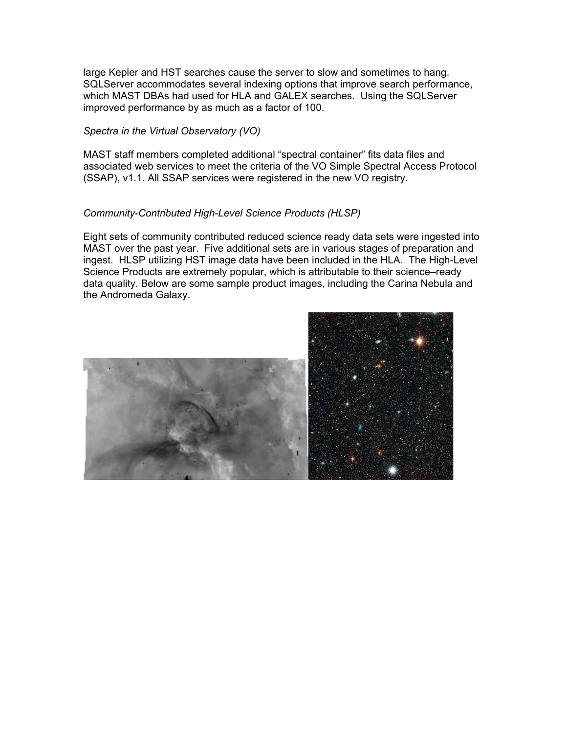large Kepler and HST searches cause the server to slow and sometimes to hang. SQLServer accommodates several indexing options that improve search performance, which MAST DBAs had used for HLA and GALEX searches. Using the SQLServer improved performance by as much as a factor of 100.

*Spectra in the Virtual Observatory (VO)*

MAST staff members completed additional "spectral container" fits data files and associated web services to meet the criteria of the VO Simple Spectral Access Protocol (SSAP), v1.1. All SSAP services were registered in the new VO registry.

*Community-Contributed High-Level Science Products (HLSP)*

Eight sets of community contributed reduced science ready data sets were ingested into MAST over the past year. Five additional sets are in various stages of preparation and ingest. HLSP utilizing HST image data have been included in the HLA. The High-Level Science Products are extremely popular, which is attributable to their science–ready data quality. Below are some sample product images, including the Carina Nebula and the Andromeda Galaxy.